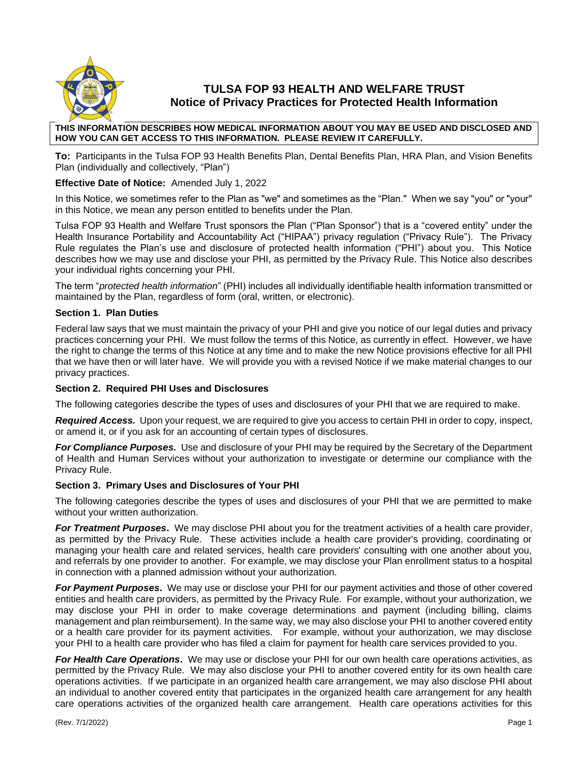# TULSA FOP 93 HEALTH AND WELFARE TRUST
## Notice of Privacy Practices for Protected Health Information

**THIS INFORMATION DESCRIBES HOW MEDICAL INFORMATION ABOUT YOU MAY BE USED AND DISCLOSED AND HOW YOU CAN GET ACCESS TO THIS INFORMATION. PLEASE REVIEW IT CAREFULLY.**

**To:** Participants in the Tulsa FOP 93 Health Benefits Plan, Dental Benefits Plan, HRA Plan, and Vision Benefits Plan (individually and collectively, "Plan")

**Effective Date of Notice:** Amended July 1, 2022

In this Notice, we sometimes refer to the Plan as "we" and sometimes as the "Plan." When we say "you" or "your" in this Notice, we mean any person entitled to benefits under the Plan.

Tulsa FOP 93 Health and Welfare Trust sponsors the Plan ("Plan Sponsor") that is a "covered entity" under the Health Insurance Portability and Accountability Act ("HIPAA") privacy regulation ("Privacy Rule"). The Privacy Rule regulates the Plan's use and disclosure of protected health information ("PHI") about you. This Notice describes how we may use and disclose your PHI, as permitted by the Privacy Rule. This Notice also describes your individual rights concerning your PHI.

The term "*protected health information*" (PHI) includes all individually identifiable health information transmitted or maintained by the Plan, regardless of form (oral, written, or electronic).

### Section 1. Plan Duties

Federal law says that we must maintain the privacy of your PHI and give you notice of our legal duties and privacy practices concerning your PHI. We must follow the terms of this Notice, as currently in effect. However, we have the right to change the terms of this Notice at any time and to make the new Notice provisions effective for all PHI that we have then or will later have. We will provide you with a revised Notice if we make material changes to our privacy practices.

### Section 2. Required PHI Uses and Disclosures

The following categories describe the types of uses and disclosures of your PHI that we are required to make.

***Required Access.*** Upon your request, we are required to give you access to certain PHI in order to copy, inspect, or amend it, or if you ask for an accounting of certain types of disclosures.

***For Compliance Purposes.*** Use and disclosure of your PHI may be required by the Secretary of the Department of Health and Human Services without your authorization to investigate or determine our compliance with the Privacy Rule.

### Section 3. Primary Uses and Disclosures of Your PHI

The following categories describe the types of uses and disclosures of your PHI that we are permitted to make without your written authorization.

***For Treatment Purposes***. We may disclose PHI about you for the treatment activities of a health care provider, as permitted by the Privacy Rule. These activities include a health care provider's providing, coordinating or managing your health care and related services, health care providers' consulting with one another about you, and referrals by one provider to another. For example, we may disclose your Plan enrollment status to a hospital in connection with a planned admission without your authorization.

***For Payment Purposes***. We may use or disclose your PHI for our payment activities and those of other covered entities and health care providers, as permitted by the Privacy Rule. For example, without your authorization, we may disclose your PHI in order to make coverage determinations and payment (including billing, claims management and plan reimbursement). In the same way, we may also disclose your PHI to another covered entity or a health care provider for its payment activities. For example, without your authorization, we may disclose your PHI to a health care provider who has filed a claim for payment for health care services provided to you.

***For Health Care Operations***. We may use or disclose your PHI for our own health care operations activities, as permitted by the Privacy Rule. We may also disclose your PHI to another covered entity for its own health care operations activities. If we participate in an organized health care arrangement, we may also disclose PHI about an individual to another covered entity that participates in the organized health care arrangement for any health care operations activities of the organized health care arrangement. Health care operations activities for this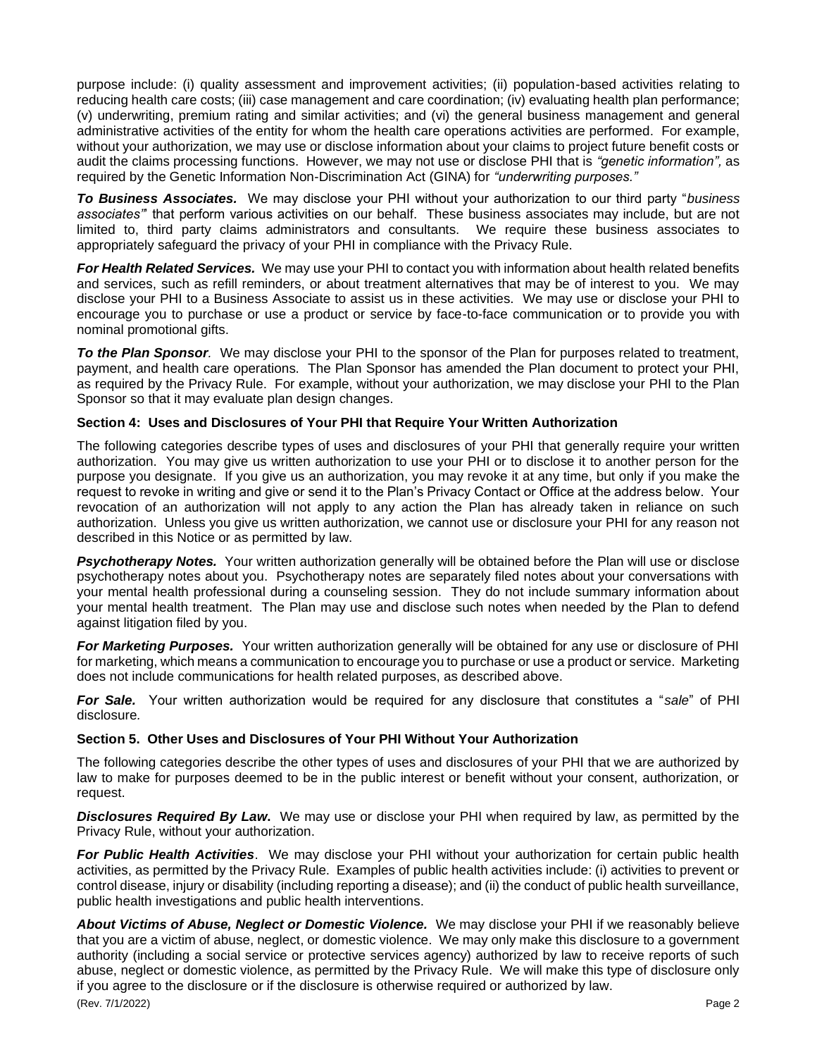purpose include: (i) quality assessment and improvement activities; (ii) population-based activities relating to reducing health care costs; (iii) case management and care coordination; (iv) evaluating health plan performance; (v) underwriting, premium rating and similar activities; and (vi) the general business management and general administrative activities of the entity for whom the health care operations activities are performed. For example, without your authorization, we may use or disclose information about your claims to project future benefit costs or audit the claims processing functions. However, we may not use or disclose PHI that is *"genetic information",* as required by the Genetic Information Non-Discrimination Act (GINA) for *"underwriting purposes."*

***To Business Associates.*** We may disclose your PHI without your authorization to our third party "*business associates*" that perform various activities on our behalf. These business associates may include, but are not limited to, third party claims administrators and consultants. We require these business associates to appropriately safeguard the privacy of your PHI in compliance with the Privacy Rule.

***For Health Related Services.*** We may use your PHI to contact you with information about health related benefits and services, such as refill reminders, or about treatment alternatives that may be of interest to you. We may disclose your PHI to a Business Associate to assist us in these activities. We may use or disclose your PHI to encourage you to purchase or use a product or service by face-to-face communication or to provide you with nominal promotional gifts.

***To the Plan Sponsor.*** We may disclose your PHI to the sponsor of the Plan for purposes related to treatment, payment, and health care operations. The Plan Sponsor has amended the Plan document to protect your PHI, as required by the Privacy Rule. For example, without your authorization, we may disclose your PHI to the Plan Sponsor so that it may evaluate plan design changes.

### Section 4: Uses and Disclosures of Your PHI that Require Your Written Authorization

The following categories describe types of uses and disclosures of your PHI that generally require your written authorization. You may give us written authorization to use your PHI or to disclose it to another person for the purpose you designate. If you give us an authorization, you may revoke it at any time, but only if you make the request to revoke in writing and give or send it to the Plan's Privacy Contact or Office at the address below. Your revocation of an authorization will not apply to any action the Plan has already taken in reliance on such authorization. Unless you give us written authorization, we cannot use or disclosure your PHI for any reason not described in this Notice or as permitted by law.

***Psychotherapy Notes.*** Your written authorization generally will be obtained before the Plan will use or disclose psychotherapy notes about you. Psychotherapy notes are separately filed notes about your conversations with your mental health professional during a counseling session. They do not include summary information about your mental health treatment. The Plan may use and disclose such notes when needed by the Plan to defend against litigation filed by you.

***For Marketing Purposes.*** Your written authorization generally will be obtained for any use or disclosure of PHI for marketing, which means a communication to encourage you to purchase or use a product or service. Marketing does not include communications for health related purposes, as described above.

***For Sale.*** Your written authorization would be required for any disclosure that constitutes a "*sale*" of PHI disclosure.

### Section 5. Other Uses and Disclosures of Your PHI Without Your Authorization

The following categories describe the other types of uses and disclosures of your PHI that we are authorized by law to make for purposes deemed to be in the public interest or benefit without your consent, authorization, or request.

***Disclosures Required By Law.*** We may use or disclose your PHI when required by law, as permitted by the Privacy Rule, without your authorization.

***For Public Health Activities.*** We may disclose your PHI without your authorization for certain public health activities, as permitted by the Privacy Rule. Examples of public health activities include: (i) activities to prevent or control disease, injury or disability (including reporting a disease); and (ii) the conduct of public health surveillance, public health investigations and public health interventions.

***About Victims of Abuse, Neglect or Domestic Violence.*** We may disclose your PHI if we reasonably believe that you are a victim of abuse, neglect, or domestic violence. We may only make this disclosure to a government authority (including a social service or protective services agency) authorized by law to receive reports of such abuse, neglect or domestic violence, as permitted by the Privacy Rule. We will make this type of disclosure only if you agree to the disclosure or if the disclosure is otherwise required or authorized by law.

(Rev. 7/1/2022)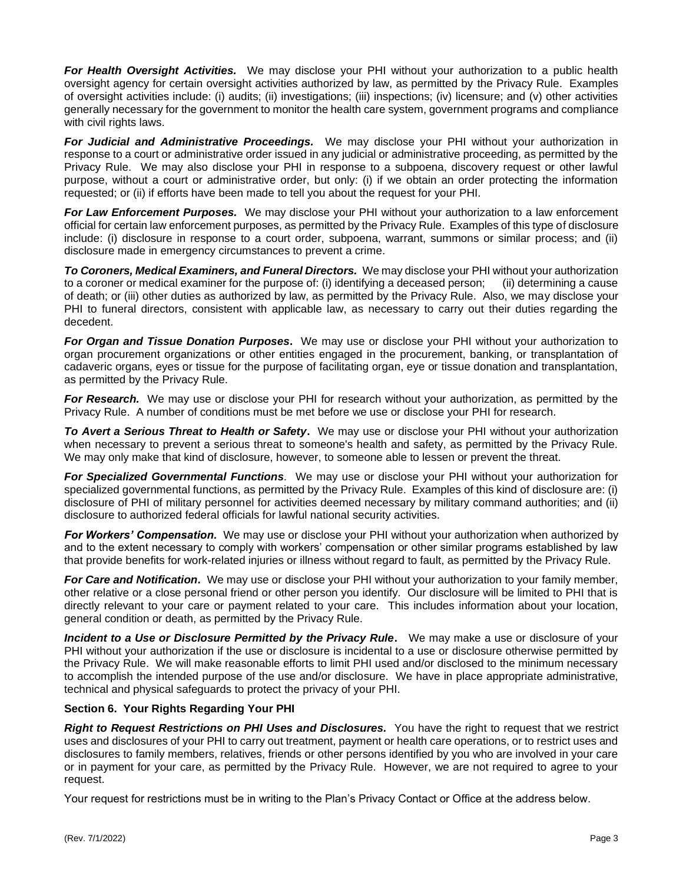***For Health Oversight Activities.*** We may disclose your PHI without your authorization to a public health oversight agency for certain oversight activities authorized by law, as permitted by the Privacy Rule. Examples of oversight activities include: (i) audits; (ii) investigations; (iii) inspections; (iv) licensure; and (v) other activities generally necessary for the government to monitor the health care system, government programs and compliance with civil rights laws.

***For Judicial and Administrative Proceedings.*** We may disclose your PHI without your authorization in response to a court or administrative order issued in any judicial or administrative proceeding, as permitted by the Privacy Rule. We may also disclose your PHI in response to a subpoena, discovery request or other lawful purpose, without a court or administrative order, but only: (i) if we obtain an order protecting the information requested; or (ii) if efforts have been made to tell you about the request for your PHI.

***For Law Enforcement Purposes.*** We may disclose your PHI without your authorization to a law enforcement official for certain law enforcement purposes, as permitted by the Privacy Rule. Examples of this type of disclosure include: (i) disclosure in response to a court order, subpoena, warrant, summons or similar process; and (ii) disclosure made in emergency circumstances to prevent a crime.

***To Coroners, Medical Examiners, and Funeral Directors.*** We may disclose your PHI without your authorization to a coroner or medical examiner for the purpose of: (i) identifying a deceased person; (ii) determining a cause of death; or (iii) other duties as authorized by law, as permitted by the Privacy Rule. Also, we may disclose your PHI to funeral directors, consistent with applicable law, as necessary to carry out their duties regarding the decedent.

***For Organ and Tissue Donation Purposes.*** We may use or disclose your PHI without your authorization to organ procurement organizations or other entities engaged in the procurement, banking, or transplantation of cadaveric organs, eyes or tissue for the purpose of facilitating organ, eye or tissue donation and transplantation, as permitted by the Privacy Rule.

***For Research.*** We may use or disclose your PHI for research without your authorization, as permitted by the Privacy Rule. A number of conditions must be met before we use or disclose your PHI for research.

***To Avert a Serious Threat to Health or Safety.*** We may use or disclose your PHI without your authorization when necessary to prevent a serious threat to someone's health and safety, as permitted by the Privacy Rule. We may only make that kind of disclosure, however, to someone able to lessen or prevent the threat.

***For Specialized Governmental Functions.*** We may use or disclose your PHI without your authorization for specialized governmental functions, as permitted by the Privacy Rule. Examples of this kind of disclosure are: (i) disclosure of PHI of military personnel for activities deemed necessary by military command authorities; and (ii) disclosure to authorized federal officials for lawful national security activities.

***For Workers' Compensation.*** We may use or disclose your PHI without your authorization when authorized by and to the extent necessary to comply with workers' compensation or other similar programs established by law that provide benefits for work-related injuries or illness without regard to fault, as permitted by the Privacy Rule.

***For Care and Notification.*** We may use or disclose your PHI without your authorization to your family member, other relative or a close personal friend or other person you identify. Our disclosure will be limited to PHI that is directly relevant to your care or payment related to your care. This includes information about your location, general condition or death, as permitted by the Privacy Rule.

***Incident to a Use or Disclosure Permitted by the Privacy Rule.*** We may make a use or disclosure of your PHI without your authorization if the use or disclosure is incidental to a use or disclosure otherwise permitted by the Privacy Rule. We will make reasonable efforts to limit PHI used and/or disclosed to the minimum necessary to accomplish the intended purpose of the use and/or disclosure. We have in place appropriate administrative, technical and physical safeguards to protect the privacy of your PHI.

### Section 6. Your Rights Regarding Your PHI

***Right to Request Restrictions on PHI Uses and Disclosures.*** You have the right to request that we restrict uses and disclosures of your PHI to carry out treatment, payment or health care operations, or to restrict uses and disclosures to family members, relatives, friends or other persons identified by you who are involved in your care or in payment for your care, as permitted by the Privacy Rule. However, we are not required to agree to your request.

Your request for restrictions must be in writing to the Plan's Privacy Contact or Office at the address below.

(Rev. 7/1/2022)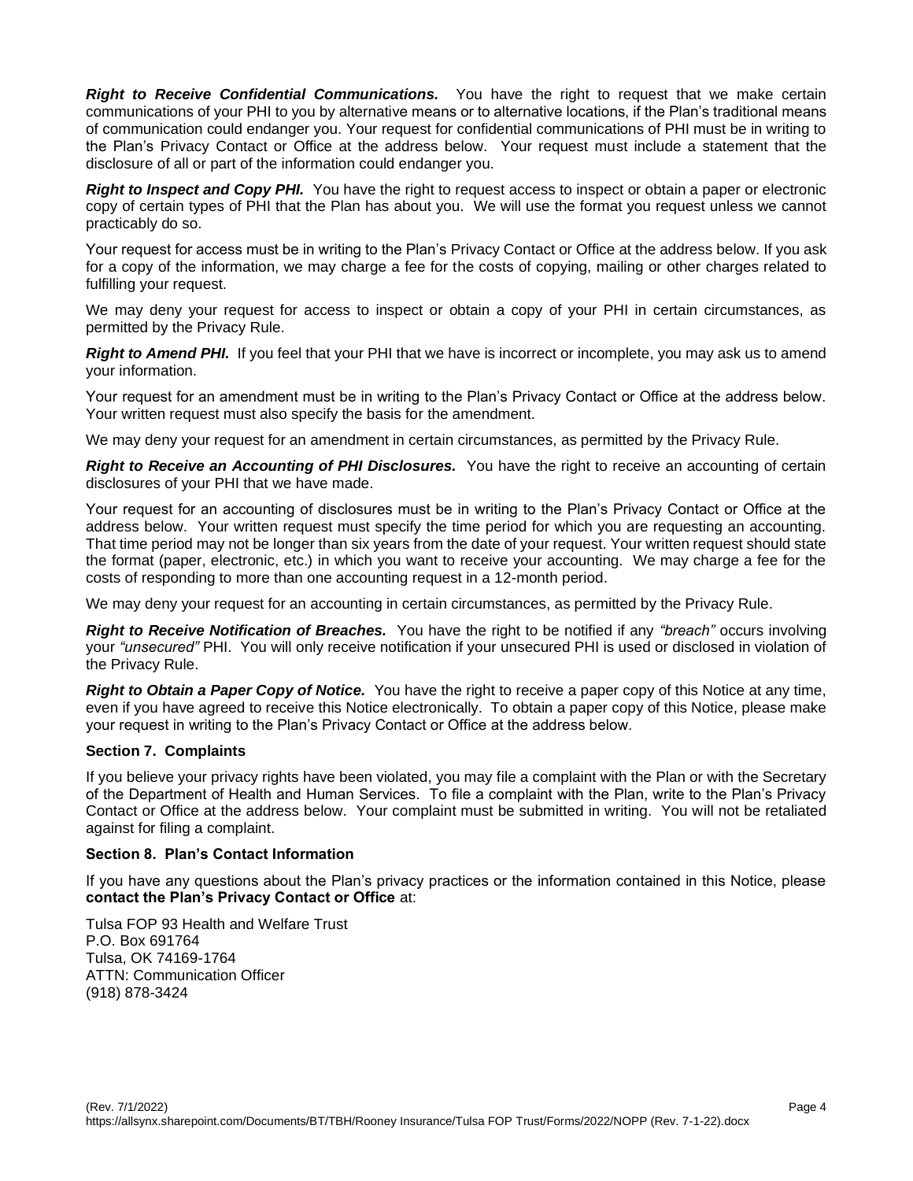***Right to Receive Confidential Communications.*** You have the right to request that we make certain communications of your PHI to you by alternative means or to alternative locations, if the Plan's traditional means of communication could endanger you. Your request for confidential communications of PHI must be in writing to the Plan's Privacy Contact or Office at the address below. Your request must include a statement that the disclosure of all or part of the information could endanger you.

***Right to Inspect and Copy PHI.*** You have the right to request access to inspect or obtain a paper or electronic copy of certain types of PHI that the Plan has about you. We will use the format you request unless we cannot practicably do so.

Your request for access must be in writing to the Plan's Privacy Contact or Office at the address below. If you ask for a copy of the information, we may charge a fee for the costs of copying, mailing or other charges related to fulfilling your request.

We may deny your request for access to inspect or obtain a copy of your PHI in certain circumstances, as permitted by the Privacy Rule.

***Right to Amend PHI.*** If you feel that your PHI that we have is incorrect or incomplete, you may ask us to amend your information.

Your request for an amendment must be in writing to the Plan's Privacy Contact or Office at the address below. Your written request must also specify the basis for the amendment.

We may deny your request for an amendment in certain circumstances, as permitted by the Privacy Rule.

***Right to Receive an Accounting of PHI Disclosures.*** You have the right to receive an accounting of certain disclosures of your PHI that we have made.

Your request for an accounting of disclosures must be in writing to the Plan's Privacy Contact or Office at the address below. Your written request must specify the time period for which you are requesting an accounting. That time period may not be longer than six years from the date of your request. Your written request should state the format (paper, electronic, etc.) in which you want to receive your accounting. We may charge a fee for the costs of responding to more than one accounting request in a 12-month period.

We may deny your request for an accounting in certain circumstances, as permitted by the Privacy Rule.

***Right to Receive Notification of Breaches.*** You have the right to be notified if any *"breach"* occurs involving your *"unsecured"* PHI. You will only receive notification if your unsecured PHI is used or disclosed in violation of the Privacy Rule.

***Right to Obtain a Paper Copy of Notice.*** You have the right to receive a paper copy of this Notice at any time, even if you have agreed to receive this Notice electronically. To obtain a paper copy of this Notice, please make your request in writing to the Plan's Privacy Contact or Office at the address below.

### Section 7. Complaints

If you believe your privacy rights have been violated, you may file a complaint with the Plan or with the Secretary of the Department of Health and Human Services. To file a complaint with the Plan, write to the Plan's Privacy Contact or Office at the address below. Your complaint must be submitted in writing. You will not be retaliated against for filing a complaint.

### Section 8. Plan's Contact Information

If you have any questions about the Plan's privacy practices or the information contained in this Notice, please **contact the Plan's Privacy Contact or Office** at:

Tulsa FOP 93 Health and Welfare Trust
P.O. Box 691764
Tulsa, OK 74169-1764
ATTN: Communication Officer
(918) 878-3424

(Rev. 7/1/2022)
https://allsynx.sharepoint.com/Documents/BT/TBH/Rooney Insurance/Tulsa FOP Trust/Forms/2022/NOPP (Rev. 7-1-22).docx